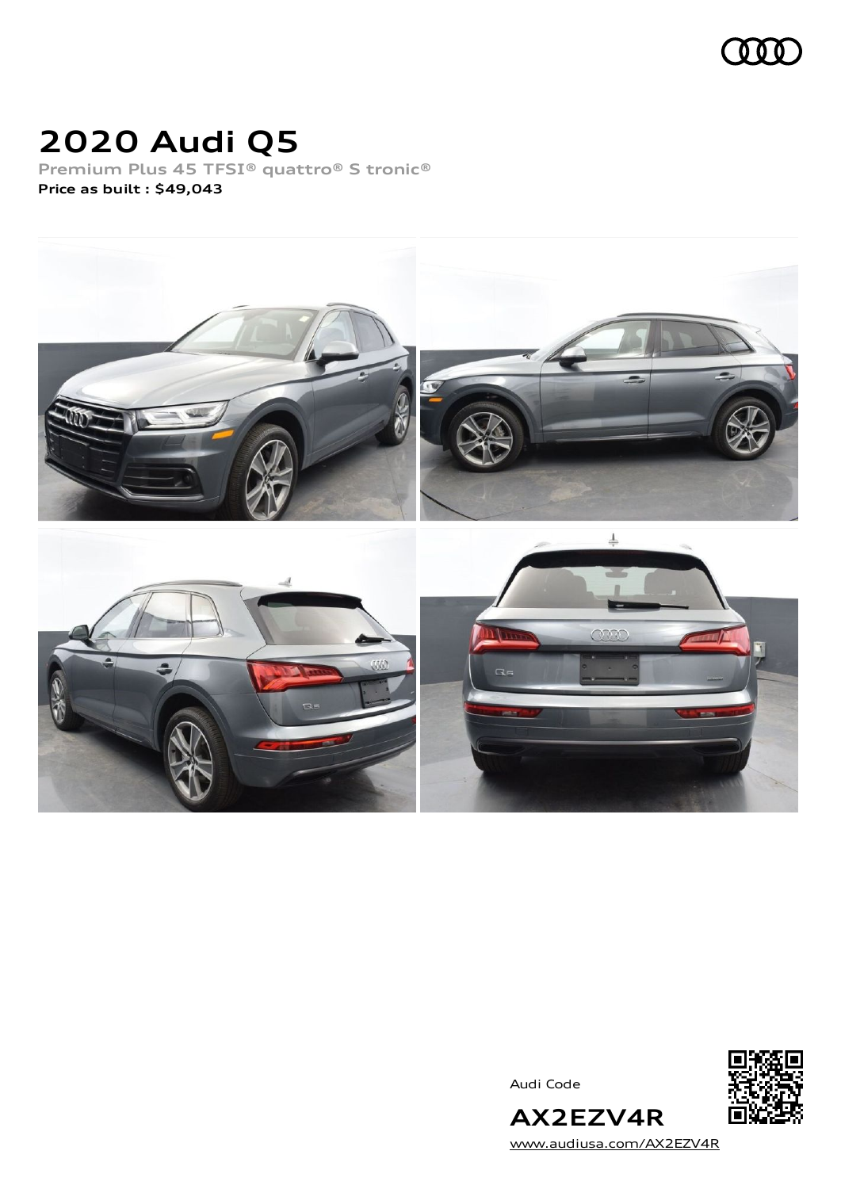# 2020 Audi Q5

Premium Plus 45 TFSI® quattro® S tronic®

**Price as built : $49,043**

Audi Code

**AX2EZV4R**

www.audiusa.com/AX2EZV4R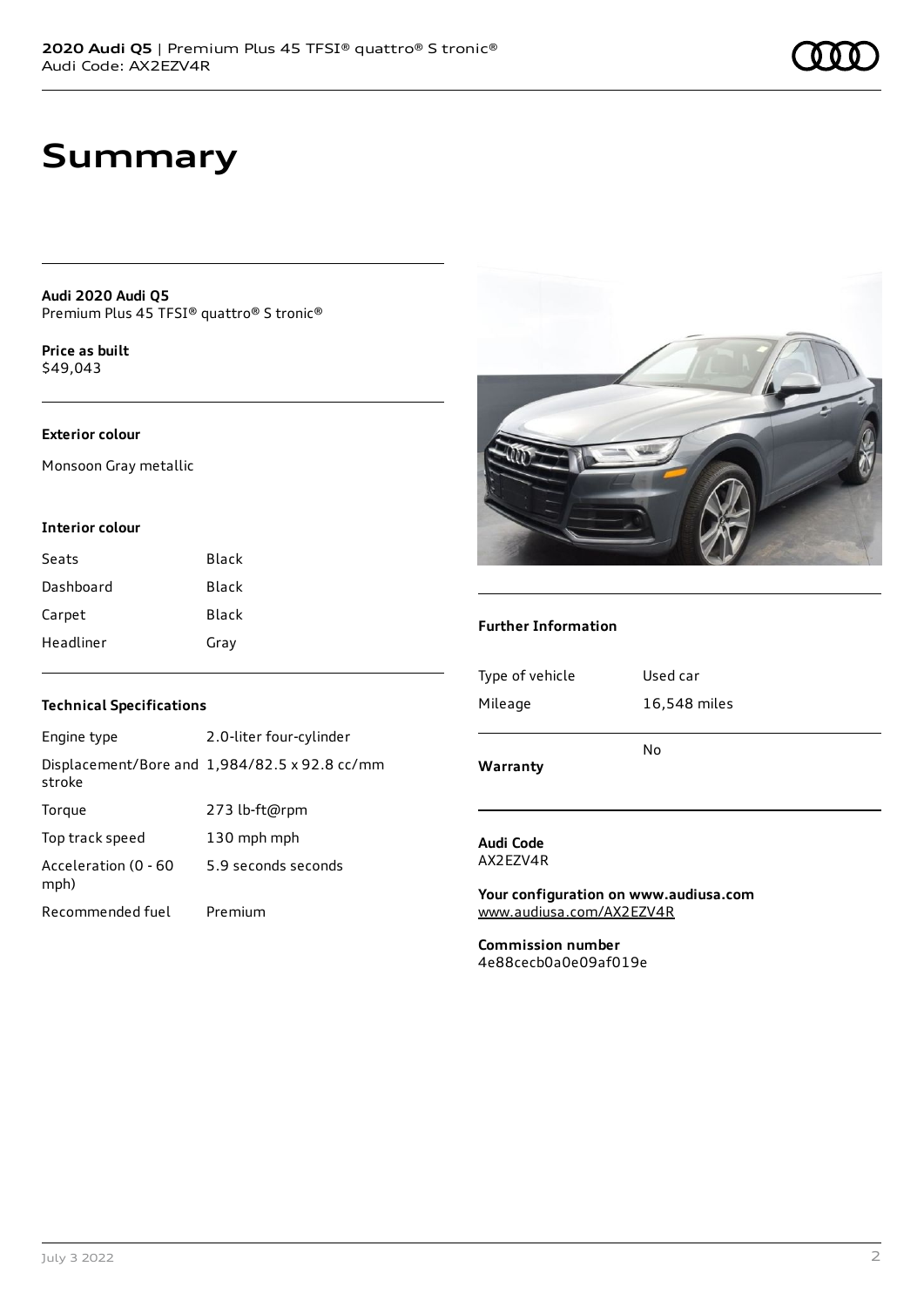# Summary

**Audi 2020 Audi Q5**
Premium Plus 45 TFSI® quattro® S tronic®

**Price as built**
$49,043

### Exterior colour

Monsoon Gray metallic

### Interior colour

| Seats | Black |
|---|---|
| Dashboard | Black |
| Carpet | Black |
| Headliner | Gray |

### Technical Specifications

| Engine type | 2.0-liter four-cylinder |
|---|---|
| Displacement/Bore and stroke | 1,984/82.5 x 92.8 cc/mm |
| Torque | 273 lb-ft@rpm |
| Top track speed | 130 mph mph |
| Acceleration (0 - 60 mph) | 5.9 seconds seconds |
| Recommended fuel | Premium |

### Further Information

| Type of vehicle | Used car |
|---|---|
| Mileage | 16,548 miles |
| **Warranty** | No |

**Audi Code**
AX2EZV4R

**Your configuration on www.audiusa.com**
www.audiusa.com/AX2EZV4R

**Commission number**
4e88cecb0a0e09af019e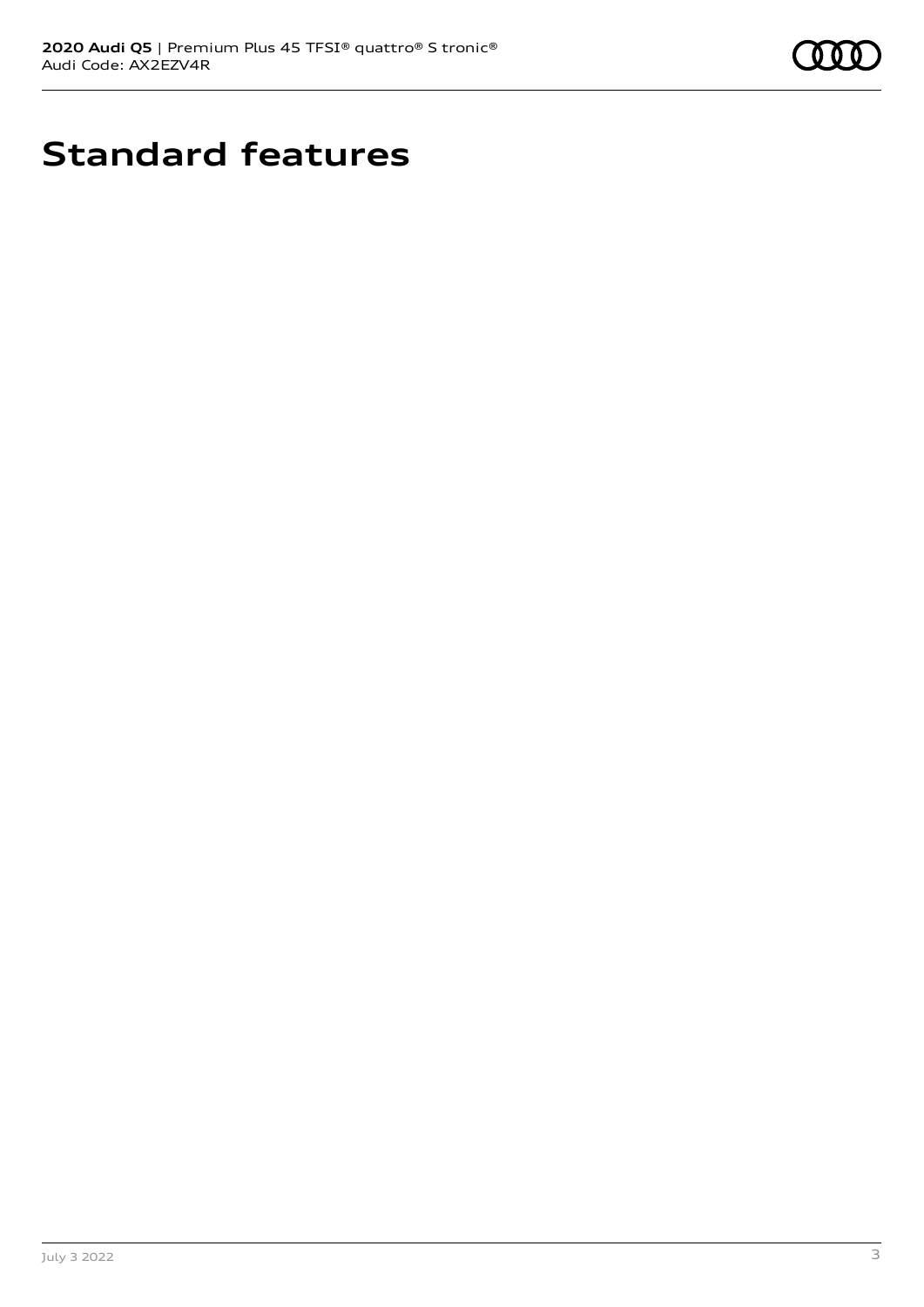# Standard features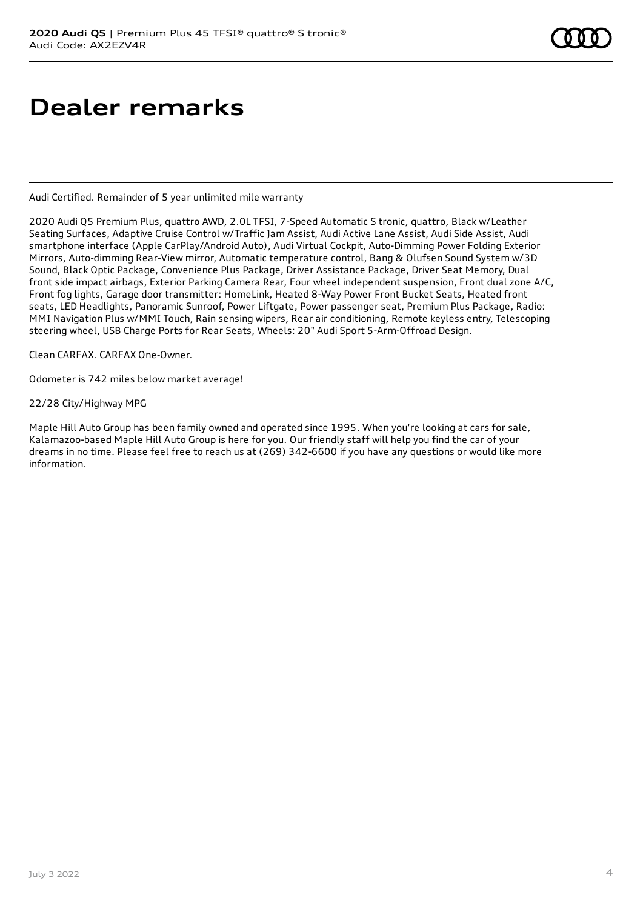# Dealer remarks

Audi Certified. Remainder of 5 year unlimited mile warranty

2020 Audi Q5 Premium Plus, quattro AWD, 2.0L TFSI, 7-Speed Automatic S tronic, quattro, Black w/Leather Seating Surfaces, Adaptive Cruise Control w/Traffic Jam Assist, Audi Active Lane Assist, Audi Side Assist, Audi smartphone interface (Apple CarPlay/Android Auto), Audi Virtual Cockpit, Auto-Dimming Power Folding Exterior Mirrors, Auto-dimming Rear-View mirror, Automatic temperature control, Bang & Olufsen Sound System w/3D Sound, Black Optic Package, Convenience Plus Package, Driver Assistance Package, Driver Seat Memory, Dual front side impact airbags, Exterior Parking Camera Rear, Four wheel independent suspension, Front dual zone A/C, Front fog lights, Garage door transmitter: HomeLink, Heated 8-Way Power Front Bucket Seats, Heated front seats, LED Headlights, Panoramic Sunroof, Power Liftgate, Power passenger seat, Premium Plus Package, Radio: MMI Navigation Plus w/MMI Touch, Rain sensing wipers, Rear air conditioning, Remote keyless entry, Telescoping steering wheel, USB Charge Ports for Rear Seats, Wheels: 20" Audi Sport 5-Arm-Offroad Design.

Clean CARFAX. CARFAX One-Owner.

Odometer is 742 miles below market average!

22/28 City/Highway MPG

Maple Hill Auto Group has been family owned and operated since 1995. When you're looking at cars for sale, Kalamazoo-based Maple Hill Auto Group is here for you. Our friendly staff will help you find the car of your dreams in no time. Please feel free to reach us at (269) 342-6600 if you have any questions or would like more information.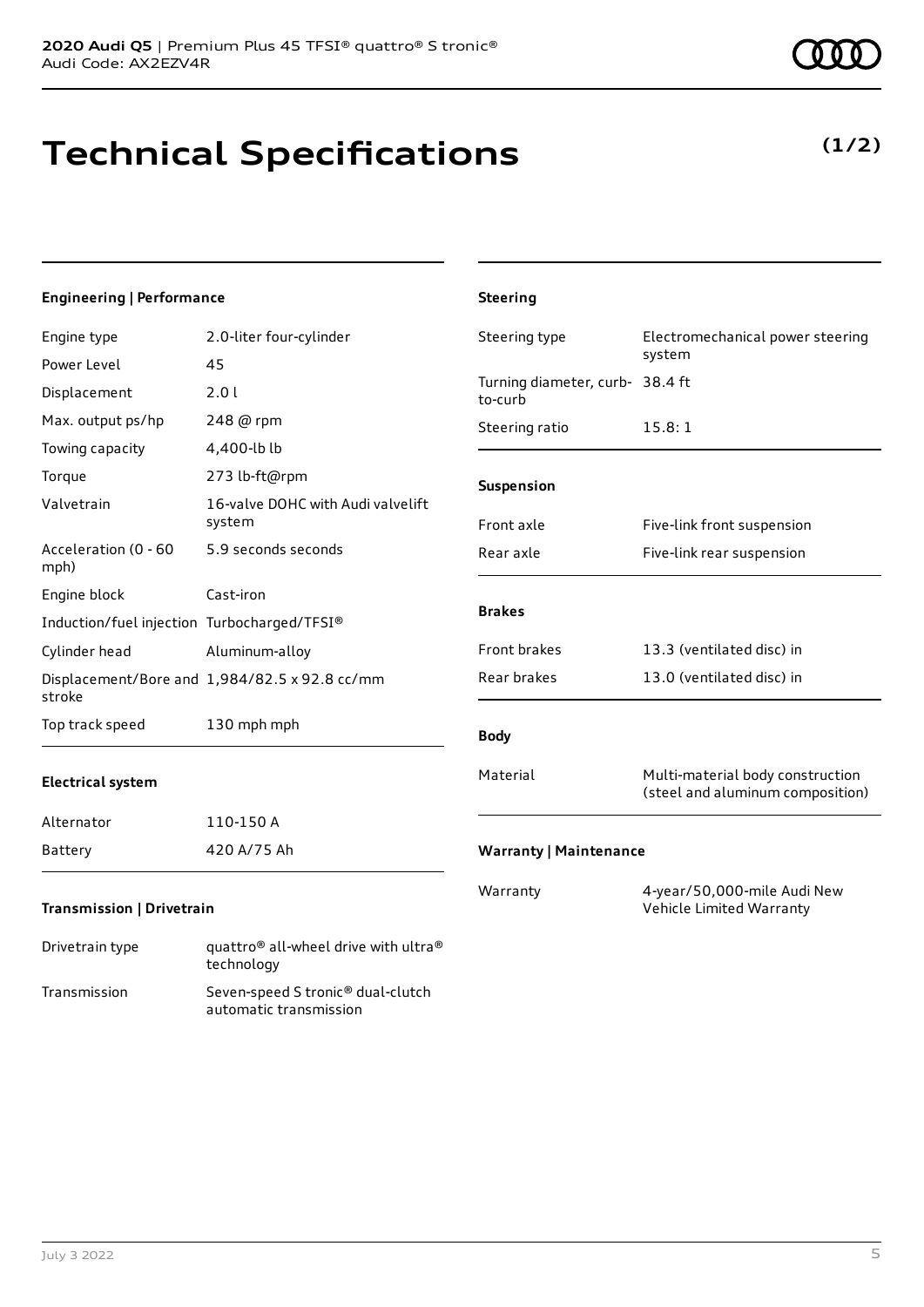**2020 Audi Q5** | Premium Plus 45 TFSI® quattro® S tronic®
Audi Code: AX2EZV4R

# Technical Specifications

**(1/2)**

### Engineering | Performance

| | |
|---|---|
| Engine type | 2.0-liter four-cylinder |
| Power Level | 45 |
| Displacement | 2.0 l |
| Max. output ps/hp | 248 @ rpm |
| Towing capacity | 4,400-lb lb |
| Torque | 273 lb-ft@rpm |
| Valvetrain | 16-valve DOHC with Audi valvelift system |
| Acceleration (0 - 60 mph) | 5.9 seconds seconds |
| Engine block | Cast-iron |
| Induction/fuel injection | Turbocharged/TFSI® |
| Cylinder head | Aluminum-alloy |
| Displacement/Bore and stroke | 1,984/82.5 x 92.8 cc/mm |
| Top track speed | 130 mph mph |

### Electrical system

| | |
|---|---|
| Alternator | 110-150 A |
| Battery | 420 A/75 Ah |

### Transmission | Drivetrain

| | |
|---|---|
| Drivetrain type | quattro® all-wheel drive with ultra® technology |
| Transmission | Seven-speed S tronic® dual-clutch automatic transmission |

### Steering

| | |
|---|---|
| Steering type | Electromechanical power steering system |
| Turning diameter, curb-to-curb | 38.4 ft |
| Steering ratio | 15.8: 1 |

### Suspension

| | |
|---|---|
| Front axle | Five-link front suspension |
| Rear axle | Five-link rear suspension |

### Brakes

| | |
|---|---|
| Front brakes | 13.3 (ventilated disc) in |
| Rear brakes | 13.0 (ventilated disc) in |

### Body

| | |
|---|---|
| Material | Multi-material body construction (steel and aluminum composition) |

### Warranty | Maintenance

| | |
|---|---|
| Warranty | 4-year/50,000-mile Audi New Vehicle Limited Warranty |

July 3 2022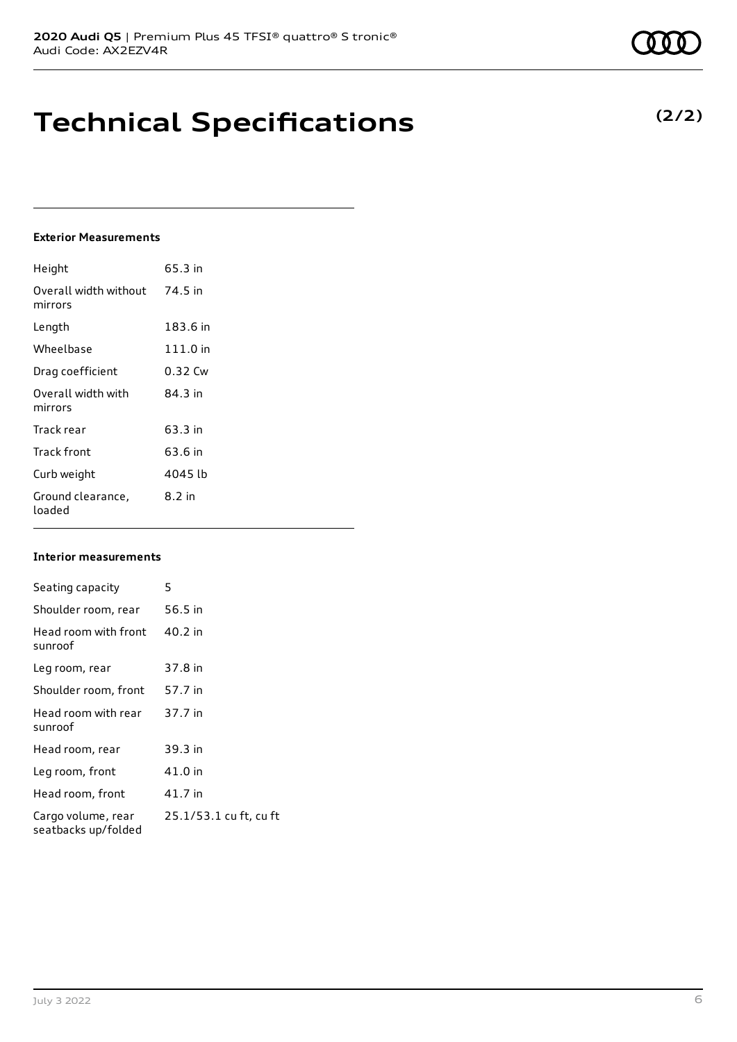# Technical Specifications

**(2/2)**

### Exterior Measurements

| | |
|---|---|
| Height | 65.3 in |
| Overall width without mirrors | 74.5 in |
| Length | 183.6 in |
| Wheelbase | 111.0 in |
| Drag coefficient | 0.32 Cw |
| Overall width with mirrors | 84.3 in |
| Track rear | 63.3 in |
| Track front | 63.6 in |
| Curb weight | 4045 lb |
| Ground clearance, loaded | 8.2 in |

### Interior measurements

| | |
|---|---|
| Seating capacity | 5 |
| Shoulder room, rear | 56.5 in |
| Head room with front sunroof | 40.2 in |
| Leg room, rear | 37.8 in |
| Shoulder room, front | 57.7 in |
| Head room with rear sunroof | 37.7 in |
| Head room, rear | 39.3 in |
| Leg room, front | 41.0 in |
| Head room, front | 41.7 in |
| Cargo volume, rear seatbacks up/folded | 25.1/53.1 cu ft, cu ft |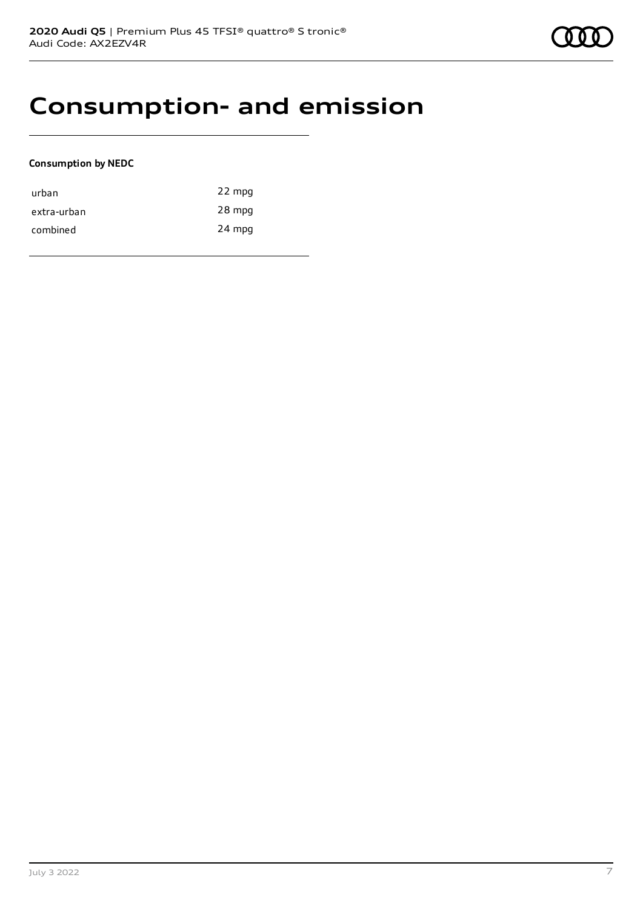# Consumption- and emission

**Consumption by NEDC**

| | |
|---|---|
| urban | 22 mpg |
| extra-urban | 28 mpg |
| combined | 24 mpg |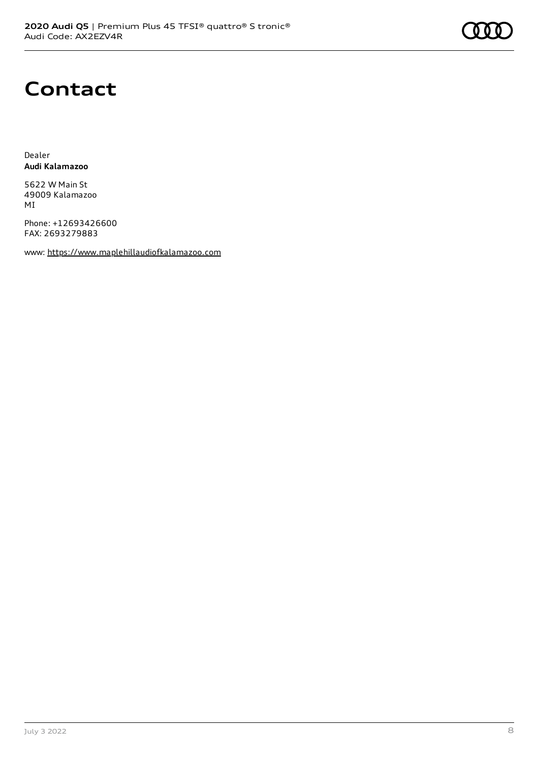# Contact

Dealer
**Audi Kalamazoo**

5622 W Main St
49009 Kalamazoo
MI

Phone: +12693426600
FAX: 2693279883

www: https://www.maplehillaudiofkalamazoo.com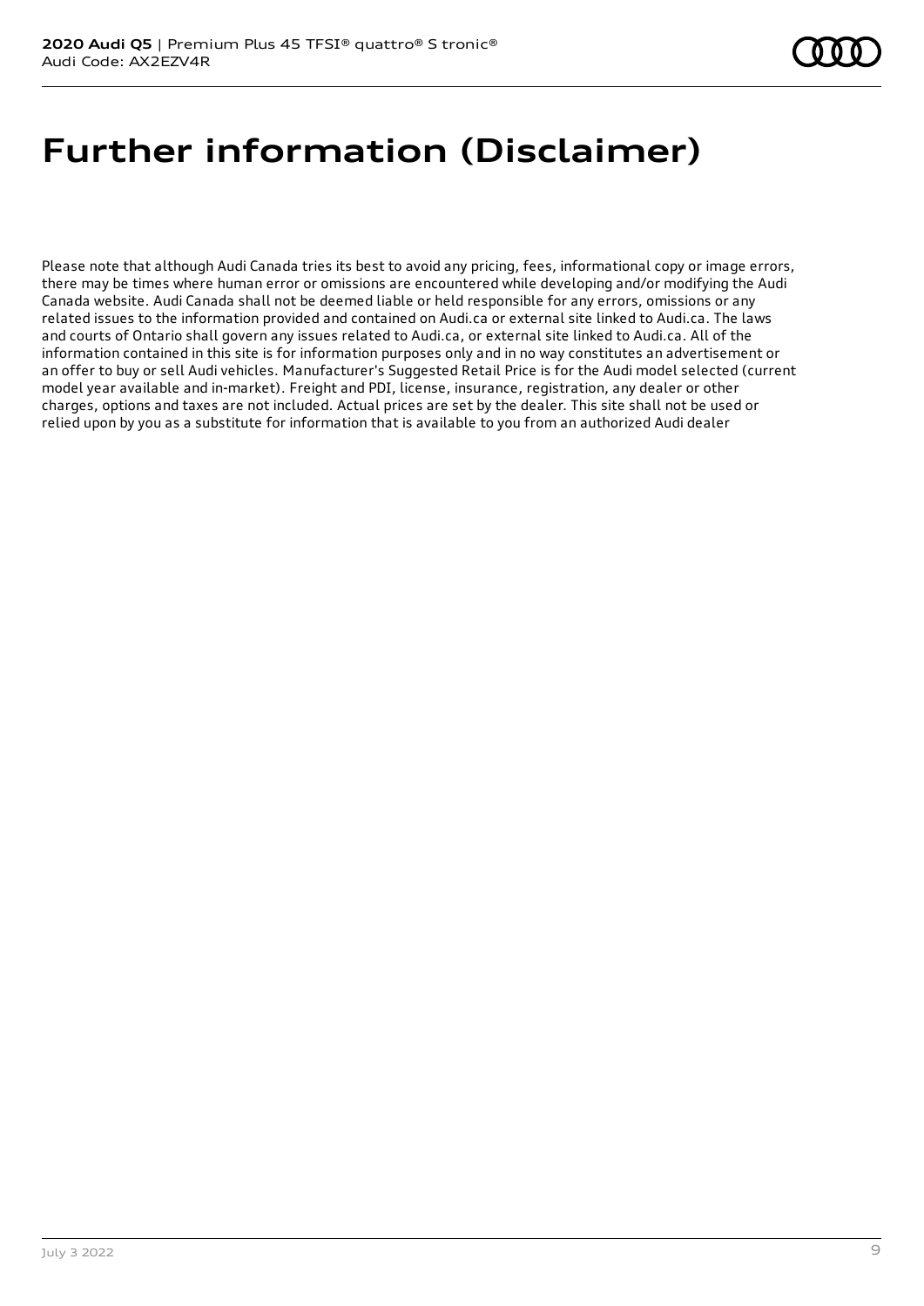# Further information (Disclaimer)

Please note that although Audi Canada tries its best to avoid any pricing, fees, informational copy or image errors, there may be times where human error or omissions are encountered while developing and/or modifying the Audi Canada website. Audi Canada shall not be deemed liable or held responsible for any errors, omissions or any related issues to the information provided and contained on Audi.ca or external site linked to Audi.ca. The laws and courts of Ontario shall govern any issues related to Audi.ca, or external site linked to Audi.ca. All of the information contained in this site is for information purposes only and in no way constitutes an advertisement or an offer to buy or sell Audi vehicles. Manufacturer's Suggested Retail Price is for the Audi model selected (current model year available and in-market). Freight and PDI, license, insurance, registration, any dealer or other charges, options and taxes are not included. Actual prices are set by the dealer. This site shall not be used or relied upon by you as a substitute for information that is available to you from an authorized Audi dealer